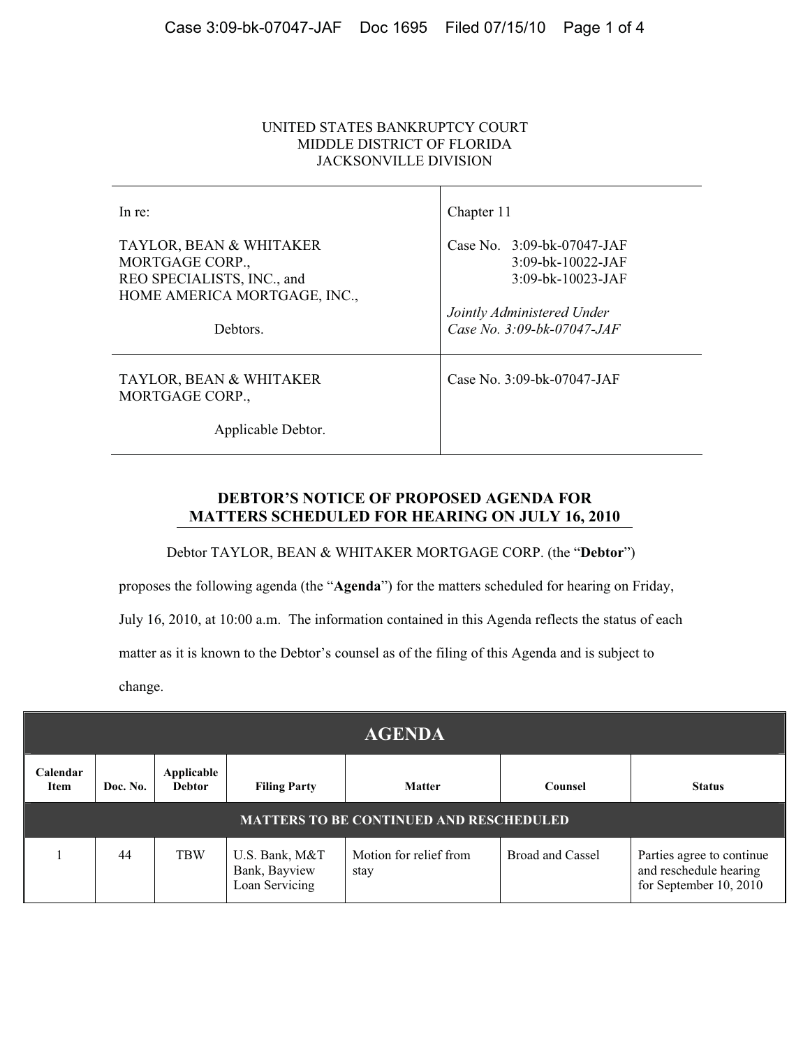UNITED STATES BANKRUPTCY COURT
MIDDLE DISTRICT OF FLORIDA
JACKSONVILLE DIVISION

| | |
|---|---|
| In re:<br><br>TAYLOR, BEAN & WHITAKER MORTGAGE CORP., REO SPECIALISTS, INC., and HOME AMERICA MORTGAGE, INC.,<br><br>Debtors. | Chapter 11<br><br>Case No. 3:09-bk-07047-JAF<br>3:09-bk-10022-JAF<br>3:09-bk-10023-JAF<br><br>*Jointly Administered Under Case No. 3:09-bk-07047-JAF* |
| TAYLOR, BEAN & WHITAKER MORTGAGE CORP.,<br><br>Applicable Debtor. | Case No. 3:09-bk-07047-JAF |

## DEBTOR'S NOTICE OF PROPOSED AGENDA FOR MATTERS SCHEDULED FOR HEARING ON JULY 16, 2010

Debtor TAYLOR, BEAN & WHITAKER MORTGAGE CORP. (the "**Debtor**") proposes the following agenda (the "**Agenda**") for the matters scheduled for hearing on Friday, July 16, 2010, at 10:00 a.m. The information contained in this Agenda reflects the status of each matter as it is known to the Debtor's counsel as of the filing of this Agenda and is subject to change.

| AGENDA | | | | | | |
|---|---|---|---|---|---|---|
| **Calendar Item** | **Doc. No.** | **Applicable Debtor** | **Filing Party** | **Matter** | **Counsel** | **Status** |
| **MATTERS TO BE CONTINUED AND RESCHEDULED** | | | | | | |
| 1 | 44 | TBW | U.S. Bank, M&T Bank, Bayview Loan Servicing | Motion for relief from stay | Broad and Cassel | Parties agree to continue and reschedule hearing for September 10, 2010 |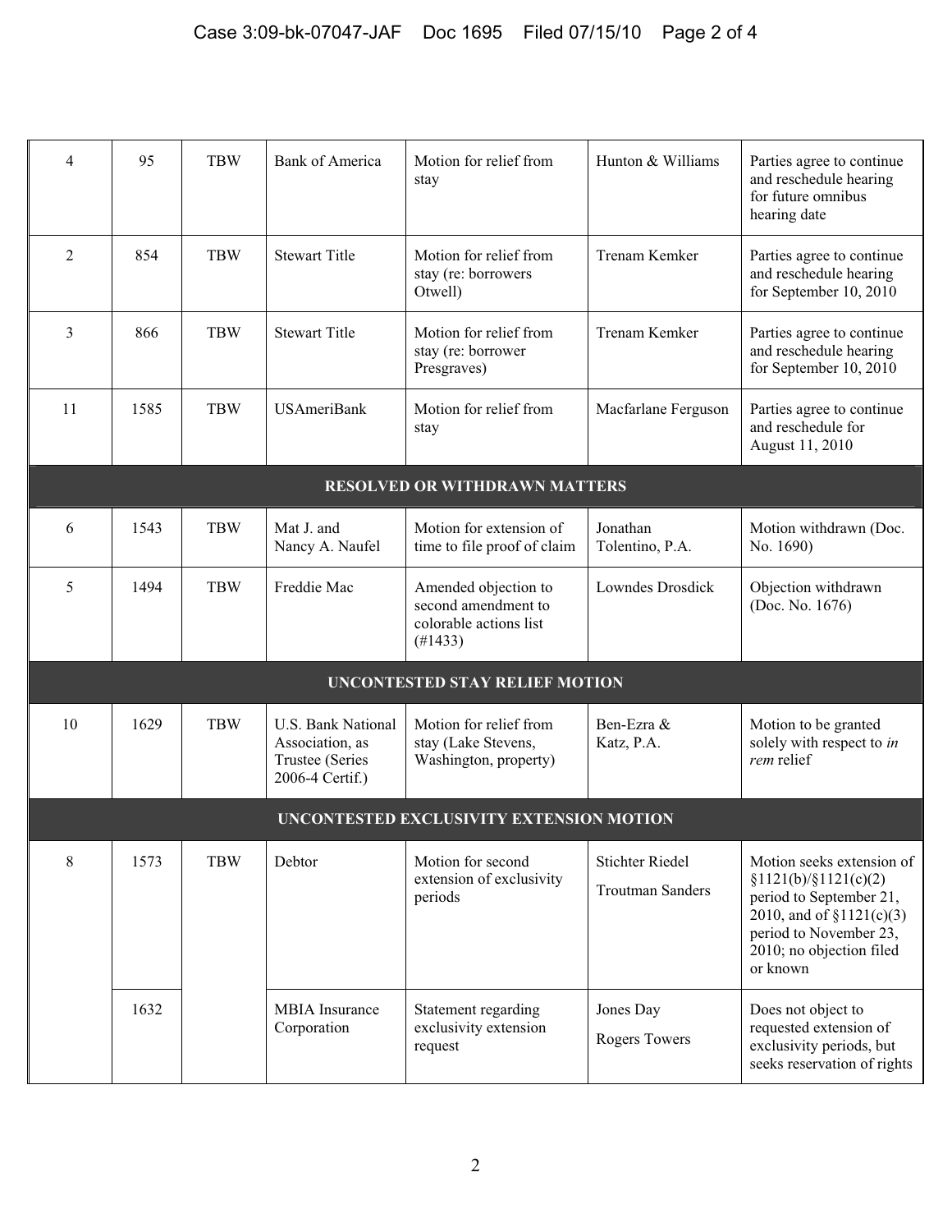| | | | | | | |
|---|---|---|---|---|---|---|
| 4 | 95 | TBW | Bank of America | Motion for relief from stay | Hunton & Williams | Parties agree to continue and reschedule hearing for future omnibus hearing date |
| 2 | 854 | TBW | Stewart Title | Motion for relief from stay (re: borrowers Otwell) | Trenam Kemker | Parties agree to continue and reschedule hearing for September 10, 2010 |
| 3 | 866 | TBW | Stewart Title | Motion for relief from stay (re: borrower Presgraves) | Trenam Kemker | Parties agree to continue and reschedule hearing for September 10, 2010 |
| 11 | 1585 | TBW | USAmeriBank | Motion for relief from stay | Macfarlane Ferguson | Parties agree to continue and reschedule for August 11, 2010 |
| **RESOLVED OR WITHDRAWN MATTERS** | | | | | | |
| 6 | 1543 | TBW | Mat J. and Nancy A. Naufel | Motion for extension of time to file proof of claim | Jonathan Tolentino, P.A. | Motion withdrawn (Doc. No. 1690) |
| 5 | 1494 | TBW | Freddie Mac | Amended objection to second amendment to colorable actions list (#1433) | Lowndes Drosdick | Objection withdrawn (Doc. No. 1676) |
| **UNCONTESTED STAY RELIEF MOTION** | | | | | | |
| 10 | 1629 | TBW | U.S. Bank National Association, as Trustee (Series 2006-4 Certif.) | Motion for relief from stay (Lake Stevens, Washington, property) | Ben-Ezra & Katz, P.A. | Motion to be granted solely with respect to *in rem* relief |
| **UNCONTESTED EXCLUSIVITY EXTENSION MOTION** | | | | | | |
| 8 | 1573 | TBW | Debtor | Motion for second extension of exclusivity periods | Stichter Riedel<br>Troutman Sanders | Motion seeks extension of §1121(b)/§1121(c)(2) period to September 21, 2010, and of §1121(c)(3) period to November 23, 2010; no objection filed or known |
| | 1632 | | MBIA Insurance Corporation | Statement regarding exclusivity extension request | Jones Day<br>Rogers Towers | Does not object to requested extension of exclusivity periods, but seeks reservation of rights |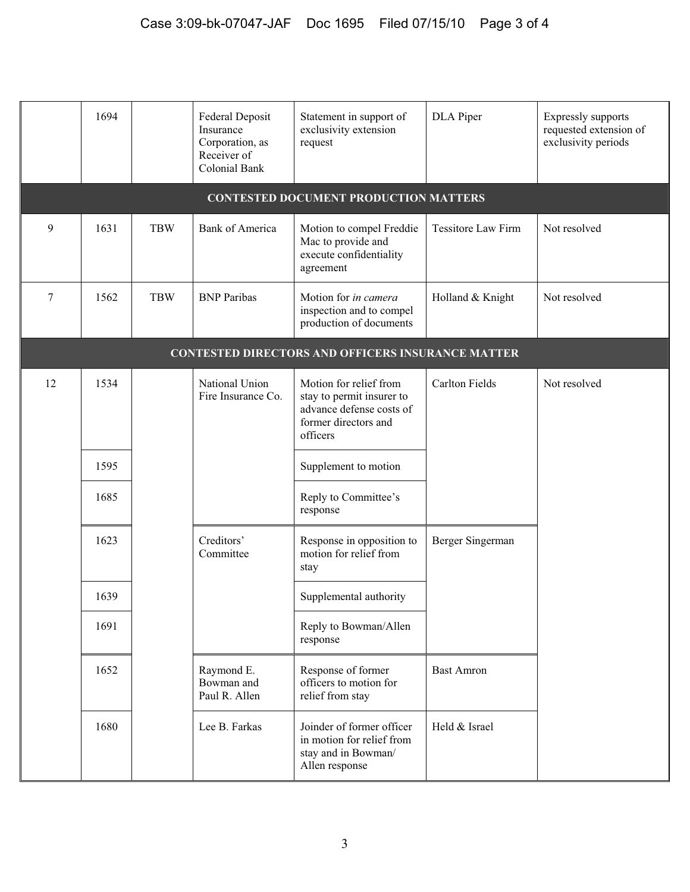| | | | | | | |
|---|---|---|---|---|---|---|
| | 1694 | | Federal Deposit Insurance Corporation, as Receiver of Colonial Bank | Statement in support of exclusivity extension request | DLA Piper | Expressly supports requested extension of exclusivity periods |
| **CONTESTED DOCUMENT PRODUCTION MATTERS** | | | | | | |
| 9 | 1631 | TBW | Bank of America | Motion to compel Freddie Mac to provide and execute confidentiality agreement | Tessitore Law Firm | Not resolved |
| 7 | 1562 | TBW | BNP Paribas | Motion for *in camera* inspection and to compel production of documents | Holland & Knight | Not resolved |
| **CONTESTED DIRECTORS AND OFFICERS INSURANCE MATTER** | | | | | | |
| 12 | 1534 | | National Union Fire Insurance Co. | Motion for relief from stay to permit insurer to advance defense costs of former directors and officers | Carlton Fields | Not resolved |
| | 1595 | | | Supplement to motion | | |
| | 1685 | | | Reply to Committee's response | | |
| | 1623 | | Creditors' Committee | Response in opposition to motion for relief from stay | Berger Singerman | |
| | 1639 | | | Supplemental authority | | |
| | 1691 | | | Reply to Bowman/Allen response | | |
| | 1652 | | Raymond E. Bowman and Paul R. Allen | Response of former officers to motion for relief from stay | Bast Amron | |
| | 1680 | | Lee B. Farkas | Joinder of former officer in motion for relief from stay and in Bowman/Allen response | Held & Israel | |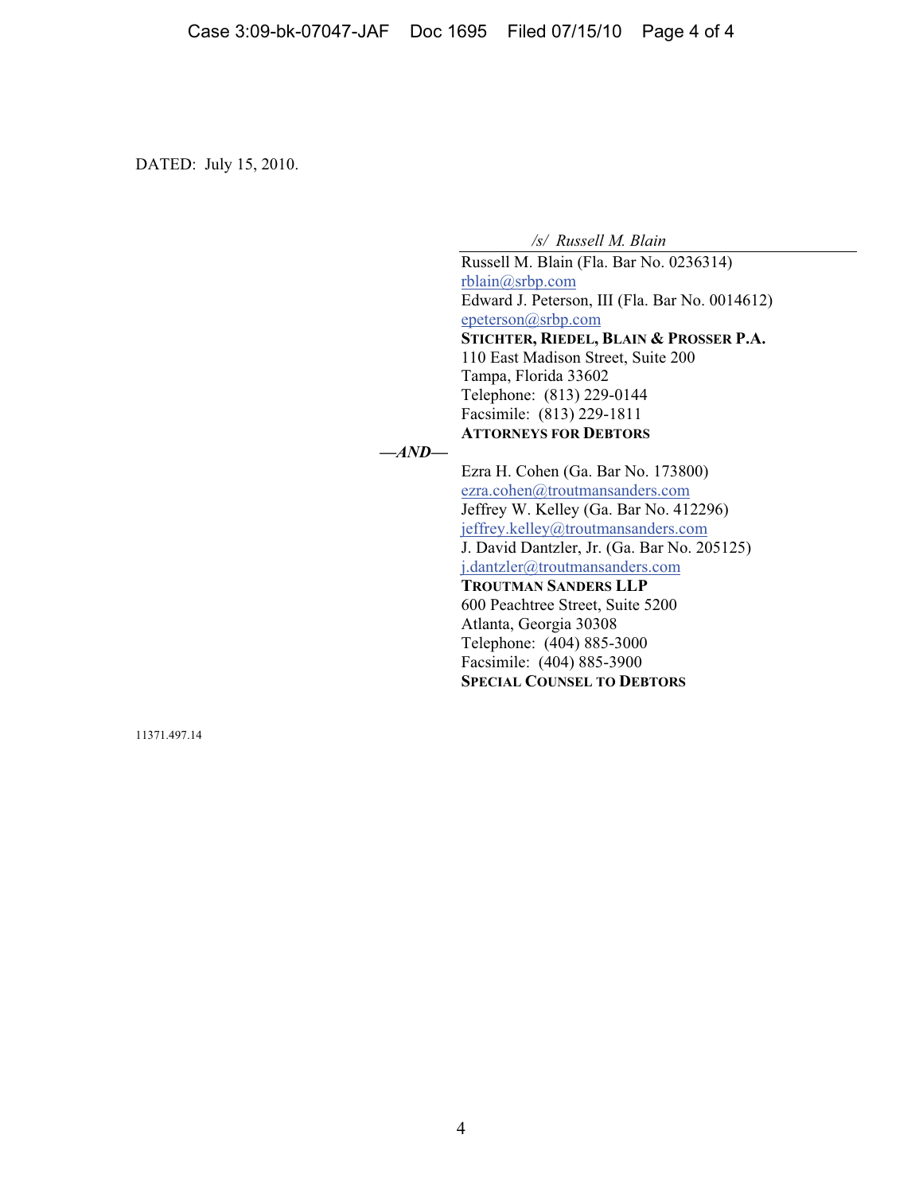DATED: July 15, 2010.

*/s/ Russell M. Blain*

Russell M. Blain (Fla. Bar No. 0236314)
rblain@srbp.com
Edward J. Peterson, III (Fla. Bar No. 0014612)
epeterson@srbp.com
**STICHTER, RIEDEL, BLAIN & PROSSER P.A.**
110 East Madison Street, Suite 200
Tampa, Florida 33602
Telephone: (813) 229-0144
Facsimile: (813) 229-1811
**ATTORNEYS FOR DEBTORS**

***—AND—***

Ezra H. Cohen (Ga. Bar No. 173800)
ezra.cohen@troutmansanders.com
Jeffrey W. Kelley (Ga. Bar No. 412296)
jeffrey.kelley@troutmansanders.com
J. David Dantzler, Jr. (Ga. Bar No. 205125)
j.dantzler@troutmansanders.com
**TROUTMAN SANDERS LLP**
600 Peachtree Street, Suite 5200
Atlanta, Georgia 30308
Telephone: (404) 885-3000
Facsimile: (404) 885-3900
**SPECIAL COUNSEL TO DEBTORS**

11371.497.14